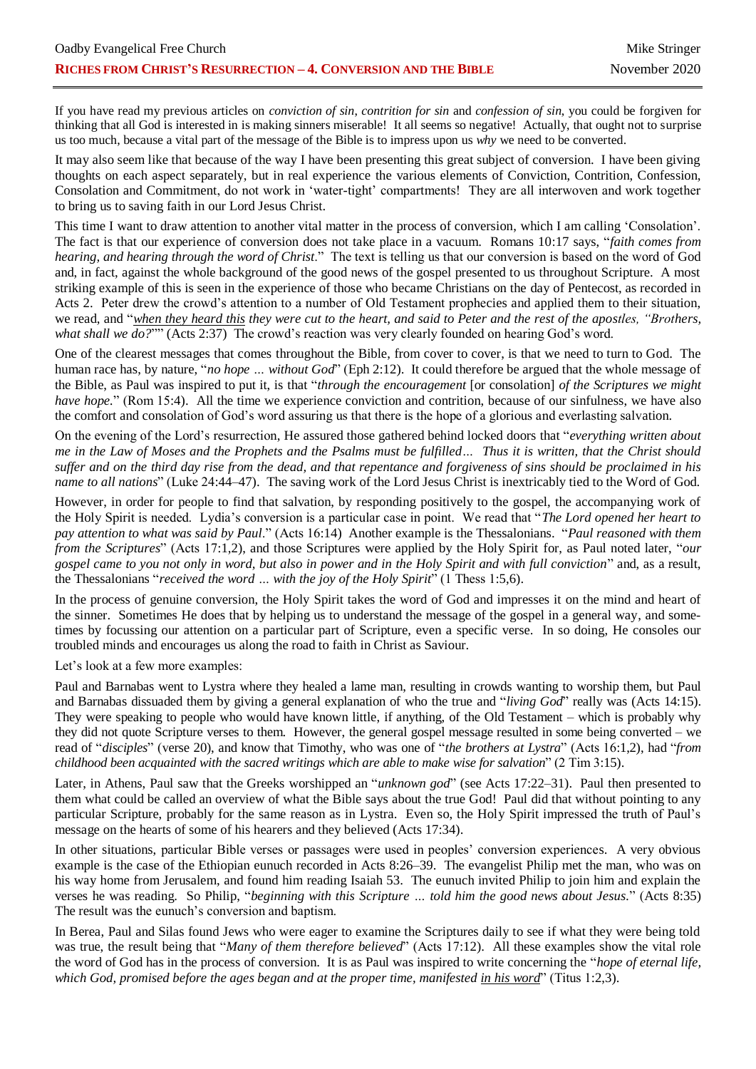# Riches from Christ's Resurrection – 4. Conversion and the Bible

If you have read my previous articles on *conviction of sin*, *contrition for sin* and *confession of sin*, you could be forgiven for thinking that all God is interested in is making sinners miserable! It all seems so negative! Actually, that ought not to surprise us too much, because a vital part of the message of the Bible is to impress upon us *why* we need to be converted.

It may also seem like that because of the way I have been presenting this great subject of conversion. I have been giving thoughts on each aspect separately, but in real experience the various elements of Conviction, Contrition, Confession, Consolation and Commitment, do not work in 'water-tight' compartments! They are all interwoven and work together to bring us to saving faith in our Lord Jesus Christ.

This time I want to draw attention to another vital matter in the process of conversion, which I am calling 'Consolation'. The fact is that our experience of conversion does not take place in a vacuum. Romans 10:17 says, "*faith comes from hearing, and hearing through the word of Christ*." The text is telling us that our conversion is based on the word of God and, in fact, against the whole background of the good news of the gospel presented to us throughout Scripture. A most striking example of this is seen in the experience of those who became Christians on the day of Pentecost, as recorded in Acts 2. Peter drew the crowd's attention to a number of Old Testament prophecies and applied them to their situation, we read, and "*<u>when they heard this</u> they were cut to the heart, and said to Peter and the rest of the apostles, "Brothers, what shall we do?*"" (Acts 2:37) The crowd's reaction was very clearly founded on hearing God's word.

One of the clearest messages that comes throughout the Bible, from cover to cover, is that we need to turn to God. The human race has, by nature, "*no hope … without God*" (Eph 2:12). It could therefore be argued that the whole message of the Bible, as Paul was inspired to put it, is that "*through the encouragement* [or consolation] *of the Scriptures we might have hope.*" (Rom 15:4). All the time we experience conviction and contrition, because of our sinfulness, we have also the comfort and consolation of God's word assuring us that there is the hope of a glorious and everlasting salvation.

On the evening of the Lord's resurrection, He assured those gathered behind locked doors that "*everything written about me in the Law of Moses and the Prophets and the Psalms must be fulfilled… Thus it is written, that the Christ should suffer and on the third day rise from the dead, and that repentance and forgiveness of sins should be proclaimed in his name to all nations*" (Luke 24:44–47). The saving work of the Lord Jesus Christ is inextricably tied to the Word of God.

However, in order for people to find that salvation, by responding positively to the gospel, the accompanying work of the Holy Spirit is needed. Lydia's conversion is a particular case in point. We read that "*The Lord opened her heart to pay attention to what was said by Paul*." (Acts 16:14) Another example is the Thessalonians. "*Paul reasoned with them from the Scriptures*" (Acts 17:1,2), and those Scriptures were applied by the Holy Spirit for, as Paul noted later, "*our gospel came to you not only in word, but also in power and in the Holy Spirit and with full conviction*" and, as a result, the Thessalonians "*received the word … with the joy of the Holy Spirit*" (1 Thess 1:5,6).

In the process of genuine conversion, the Holy Spirit takes the word of God and impresses it on the mind and heart of the sinner. Sometimes He does that by helping us to understand the message of the gospel in a general way, and sometimes by focussing our attention on a particular part of Scripture, even a specific verse. In so doing, He consoles our troubled minds and encourages us along the road to faith in Christ as Saviour.

Let's look at a few more examples:

Paul and Barnabas went to Lystra where they healed a lame man, resulting in crowds wanting to worship them, but Paul and Barnabas dissuaded them by giving a general explanation of who the true and "*living God*" really was (Acts 14:15). They were speaking to people who would have known little, if anything, of the Old Testament – which is probably why they did not quote Scripture verses to them. However, the general gospel message resulted in some being converted – we read of "*disciples*" (verse 20), and know that Timothy, who was one of "*the brothers at Lystra*" (Acts 16:1,2), had "*from childhood been acquainted with the sacred writings which are able to make wise for salvation*" (2 Tim 3:15).

Later, in Athens, Paul saw that the Greeks worshipped an "*unknown god*" (see Acts 17:22–31). Paul then presented to them what could be called an overview of what the Bible says about the true God! Paul did that without pointing to any particular Scripture, probably for the same reason as in Lystra. Even so, the Holy Spirit impressed the truth of Paul's message on the hearts of some of his hearers and they believed (Acts 17:34).

In other situations, particular Bible verses or passages were used in peoples' conversion experiences. A very obvious example is the case of the Ethiopian eunuch recorded in Acts 8:26–39. The evangelist Philip met the man, who was on his way home from Jerusalem, and found him reading Isaiah 53. The eunuch invited Philip to join him and explain the verses he was reading. So Philip, "*beginning with this Scripture … told him the good news about Jesus.*" (Acts 8:35) The result was the eunuch's conversion and baptism.

In Berea, Paul and Silas found Jews who were eager to examine the Scriptures daily to see if what they were being told was true, the result being that "*Many of them therefore believed*" (Acts 17:12). All these examples show the vital role the word of God has in the process of conversion. It is as Paul was inspired to write concerning the "*hope of eternal life, which God, promised before the ages began and at the proper time, manifested <u>in his word</u>*" (Titus 1:2,3).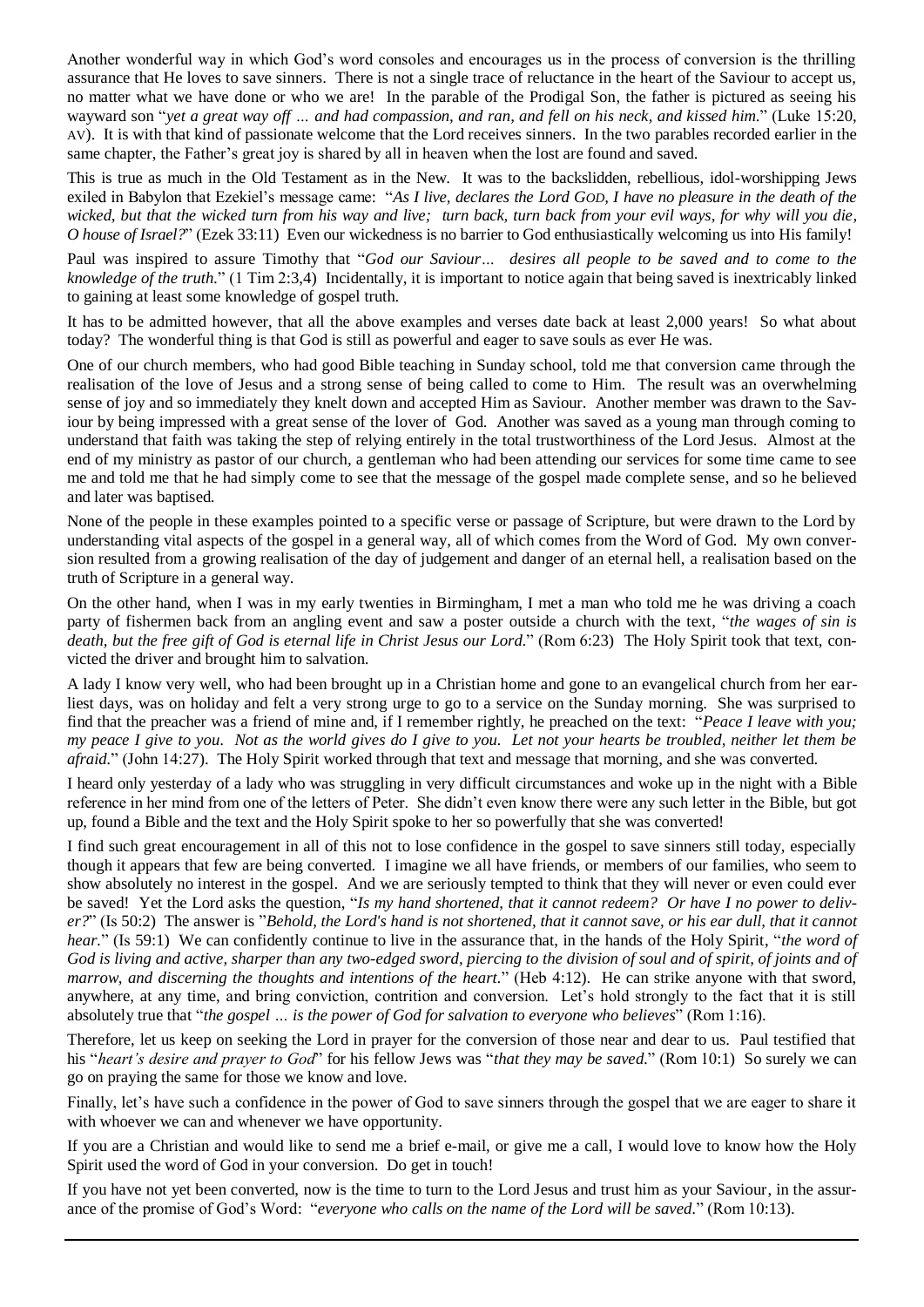Another wonderful way in which God's word consoles and encourages us in the process of conversion is the thrilling assurance that He loves to save sinners. There is not a single trace of reluctance in the heart of the Saviour to accept us, no matter what we have done or who we are! In the parable of the Prodigal Son, the father is pictured as seeing his wayward son "*yet a great way off … and had compassion, and ran, and fell on his neck, and kissed him.*" (Luke 15:20, AV). It is with that kind of passionate welcome that the Lord receives sinners. In the two parables recorded earlier in the same chapter, the Father's great joy is shared by all in heaven when the lost are found and saved.

This is true as much in the Old Testament as in the New. It was to the backslidden, rebellious, idol-worshipping Jews exiled in Babylon that Ezekiel's message came: "*As I live, declares the Lord GOD, I have no pleasure in the death of the wicked, but that the wicked turn from his way and live; turn back, turn back from your evil ways, for why will you die, O house of Israel?*" (Ezek 33:11) Even our wickedness is no barrier to God enthusiastically welcoming us into His family!

Paul was inspired to assure Timothy that "*God our Saviour… desires all people to be saved and to come to the knowledge of the truth.*" (1 Tim 2:3,4) Incidentally, it is important to notice again that being saved is inextricably linked to gaining at least some knowledge of gospel truth.

It has to be admitted however, that all the above examples and verses date back at least 2,000 years! So what about today? The wonderful thing is that God is still as powerful and eager to save souls as ever He was.

One of our church members, who had good Bible teaching in Sunday school, told me that conversion came through the realisation of the love of Jesus and a strong sense of being called to come to Him. The result was an overwhelming sense of joy and so immediately they knelt down and accepted Him as Saviour. Another member was drawn to the Saviour by being impressed with a great sense of the lover of God. Another was saved as a young man through coming to understand that faith was taking the step of relying entirely in the total trustworthiness of the Lord Jesus. Almost at the end of my ministry as pastor of our church, a gentleman who had been attending our services for some time came to see me and told me that he had simply come to see that the message of the gospel made complete sense, and so he believed and later was baptised.

None of the people in these examples pointed to a specific verse or passage of Scripture, but were drawn to the Lord by understanding vital aspects of the gospel in a general way, all of which comes from the Word of God. My own conversion resulted from a growing realisation of the day of judgement and danger of an eternal hell, a realisation based on the truth of Scripture in a general way.

On the other hand, when I was in my early twenties in Birmingham, I met a man who told me he was driving a coach party of fishermen back from an angling event and saw a poster outside a church with the text, "*the wages of sin is death, but the free gift of God is eternal life in Christ Jesus our Lord.*" (Rom 6:23) The Holy Spirit took that text, convicted the driver and brought him to salvation.

A lady I know very well, who had been brought up in a Christian home and gone to an evangelical church from her earliest days, was on holiday and felt a very strong urge to go to a service on the Sunday morning. She was surprised to find that the preacher was a friend of mine and, if I remember rightly, he preached on the text: "*Peace I leave with you; my peace I give to you. Not as the world gives do I give to you. Let not your hearts be troubled, neither let them be afraid.*" (John 14:27). The Holy Spirit worked through that text and message that morning, and she was converted.

I heard only yesterday of a lady who was struggling in very difficult circumstances and woke up in the night with a Bible reference in her mind from one of the letters of Peter. She didn't even know there were any such letter in the Bible, but got up, found a Bible and the text and the Holy Spirit spoke to her so powerfully that she was converted!

I find such great encouragement in all of this not to lose confidence in the gospel to save sinners still today, especially though it appears that few are being converted. I imagine we all have friends, or members of our families, who seem to show absolutely no interest in the gospel. And we are seriously tempted to think that they will never or even could ever be saved! Yet the Lord asks the question, "*Is my hand shortened, that it cannot redeem? Or have I no power to deliver?*" (Is 50:2) The answer is "*Behold, the Lord's hand is not shortened, that it cannot save, or his ear dull, that it cannot hear.*" (Is 59:1) We can confidently continue to live in the assurance that, in the hands of the Holy Spirit, "*the word of God is living and active, sharper than any two-edged sword, piercing to the division of soul and of spirit, of joints and of marrow, and discerning the thoughts and intentions of the heart.*" (Heb 4:12). He can strike anyone with that sword, anywhere, at any time, and bring conviction, contrition and conversion. Let's hold strongly to the fact that it is still absolutely true that "*the gospel … is the power of God for salvation to everyone who believes*" (Rom 1:16).

Therefore, let us keep on seeking the Lord in prayer for the conversion of those near and dear to us. Paul testified that his "*heart's desire and prayer to God*" for his fellow Jews was "*that they may be saved.*" (Rom 10:1) So surely we can go on praying the same for those we know and love.

Finally, let's have such a confidence in the power of God to save sinners through the gospel that we are eager to share it with whoever we can and whenever we have opportunity.

If you are a Christian and would like to send me a brief e-mail, or give me a call, I would love to know how the Holy Spirit used the word of God in your conversion. Do get in touch!

If you have not yet been converted, now is the time to turn to the Lord Jesus and trust him as your Saviour, in the assurance of the promise of God's Word: "*everyone who calls on the name of the Lord will be saved.*" (Rom 10:13).